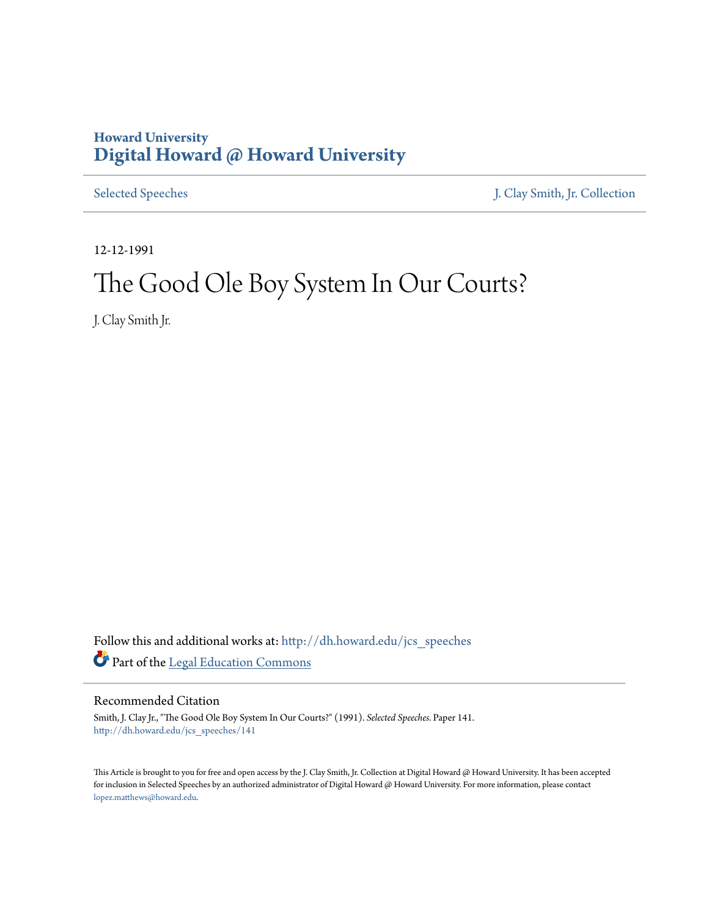Howard University
**Digital Howard @ Howard University**

Selected Speeches | J. Clay Smith, Jr. Collection

12-12-1991

# The Good Ole Boy System In Our Courts?

J. Clay Smith Jr.

Follow this and additional works at: http://dh.howard.edu/jcs_speeches

Part of the Legal Education Commons

## Recommended Citation

Smith, J. Clay Jr., "The Good Ole Boy System In Our Courts?" (1991). *Selected Speeches.* Paper 141.
http://dh.howard.edu/jcs_speeches/141

This Article is brought to you for free and open access by the J. Clay Smith, Jr. Collection at Digital Howard @ Howard University. It has been accepted for inclusion in Selected Speeches by an authorized administrator of Digital Howard @ Howard University. For more information, please contact lopez.matthews@howard.edu.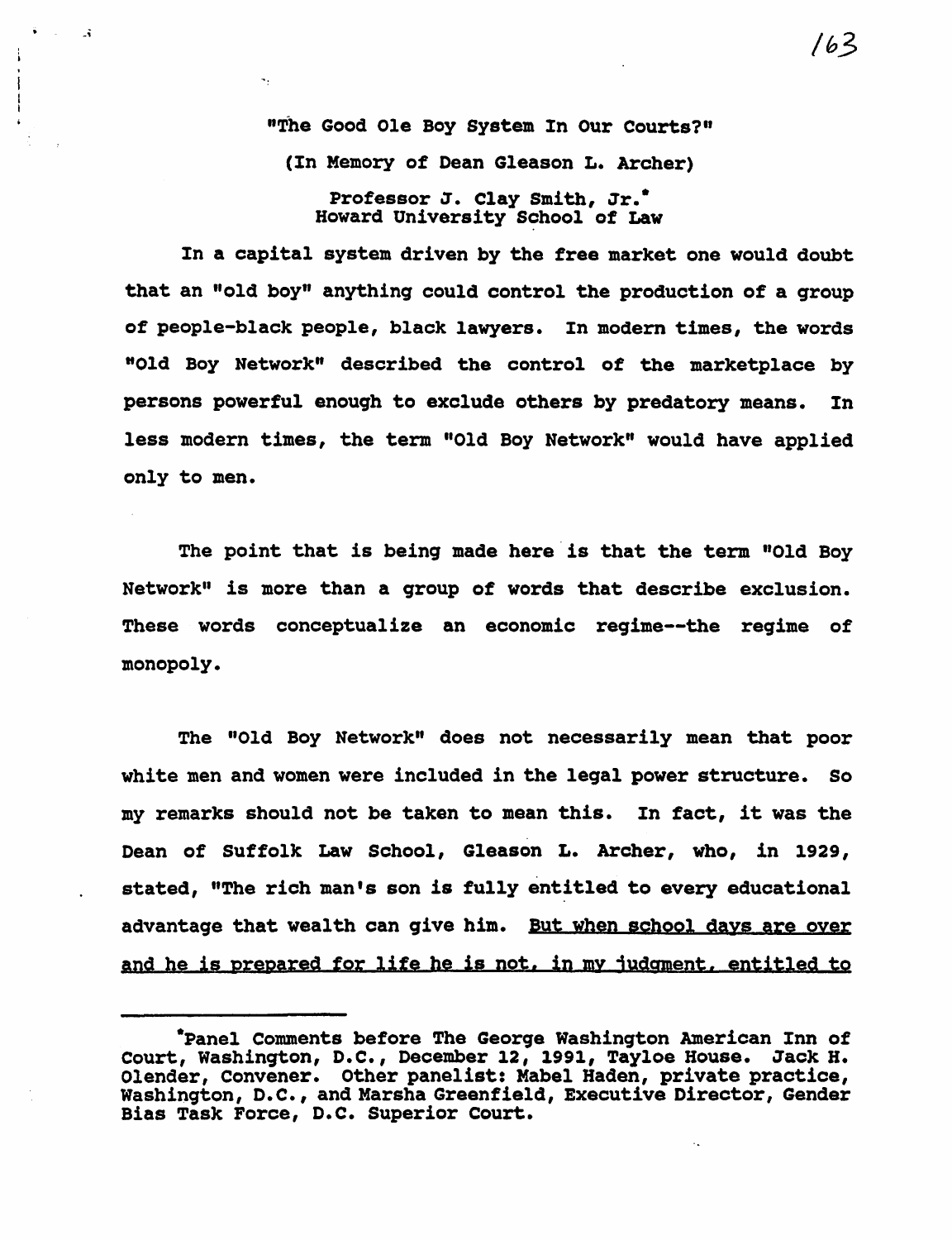"The Good Ole Boy System In Our Courts?"

(In Memory of Dean Gleason L. Archer)

Professor J. Clay Smith, Jr.*
Howard University School of Law

In a capital system driven by the free market one would doubt that an "old boy" anything could control the production of a group of people-black people, black lawyers. In modern times, the words "Old Boy Network" described the control of the marketplace by persons powerful enough to exclude others by predatory means. In less modern times, the term "Old Boy Network" would have applied only to men.

The point that is being made here is that the term "Old Boy Network" is more than a group of words that describe exclusion. These words conceptualize an economic regime--the regime of monopoly.

The "Old Boy Network" does not necessarily mean that poor white men and women were included in the legal power structure. So my remarks should not be taken to mean this. In fact, it was the Dean of Suffolk Law School, Gleason L. Archer, who, in 1929, stated, "The rich man's son is fully entitled to every educational advantage that wealth can give him. <u>But when school days are over and he is prepared for life he is not, in my judgment, entitled to</u>

---

*Panel Comments before The George Washington American Inn of Court, Washington, D.C., December 12, 1991, Tayloe House. Jack H. Olender, Convener. Other panelist: Mabel Haden, private practice, Washington, D.C., and Marsha Greenfield, Executive Director, Gender Bias Task Force, D.C. Superior Court.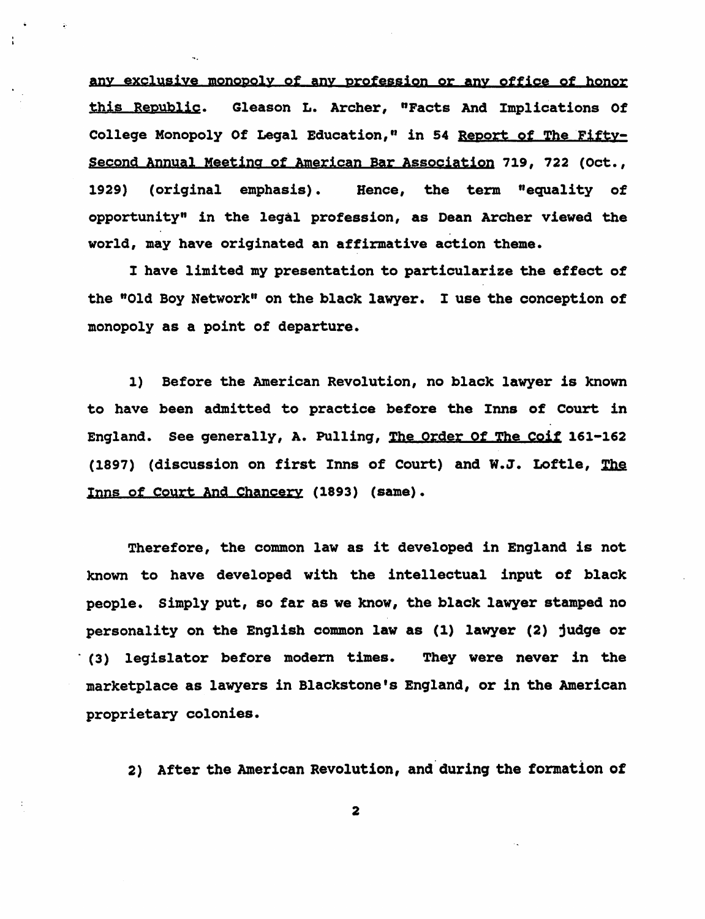_any exclusive monopoly of any profession or any office of honor this Republic_. Gleason L. Archer, "Facts And Implications Of College Monopoly Of Legal Education," in 54 _Report of The Fifty-Second Annual Meeting of American Bar Association_ 719, 722 (Oct., 1929) (original emphasis). Hence, the term "equality of opportunity" in the legal profession, as Dean Archer viewed the world, may have originated an affirmative action theme.

I have limited my presentation to particularize the effect of the "Old Boy Network" on the black lawyer. I use the conception of monopoly as a point of departure.

1) Before the American Revolution, no black lawyer is known to have been admitted to practice before the Inns of Court in England. See generally, A. Pulling, _The Order Of The Coif_ 161-162 (1897) (discussion on first Inns of Court) and W.J. Loftle, _The Inns of Court And Chancery_ (1893) (same).

Therefore, the common law as it developed in England is not known to have developed with the intellectual input of black people. Simply put, so far as we know, the black lawyer stamped no personality on the English common law as (1) lawyer (2) judge or (3) legislator before modern times. They were never in the marketplace as lawyers in Blackstone's England, or in the American proprietary colonies.

2) After the American Revolution, and during the formation of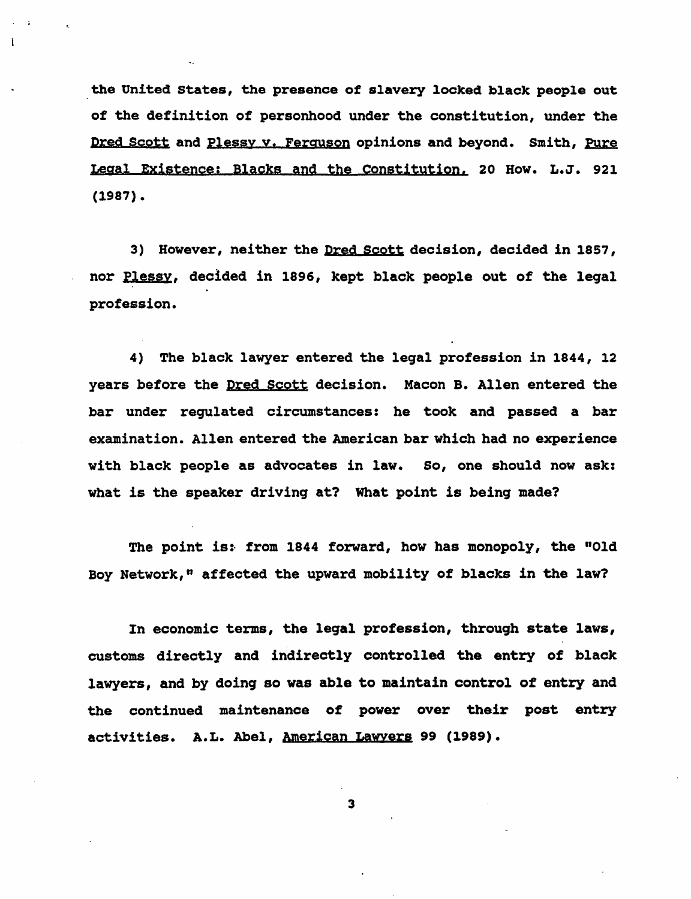the United States, the presence of slavery locked black people out of the definition of personhood under the constitution, under the Dred Scott and Plessy v. Ferguson opinions and beyond. Smith, Pure Legal Existence: Blacks and the Constitution, 20 How. L.J. 921 (1987).

3) However, neither the Dred Scott decision, decided in 1857, nor Plessy, decided in 1896, kept black people out of the legal profession.

4) The black lawyer entered the legal profession in 1844, 12 years before the Dred Scott decision. Macon B. Allen entered the bar under regulated circumstances: he took and passed a bar examination. Allen entered the American bar which had no experience with black people as advocates in law. So, one should now ask: what is the speaker driving at? What point is being made?

The point is: from 1844 forward, how has monopoly, the "Old Boy Network," affected the upward mobility of blacks in the law?

In economic terms, the legal profession, through state laws, customs directly and indirectly controlled the entry of black lawyers, and by doing so was able to maintain control of entry and the continued maintenance of power over their post entry activities. A.L. Abel, American Lawyers 99 (1989).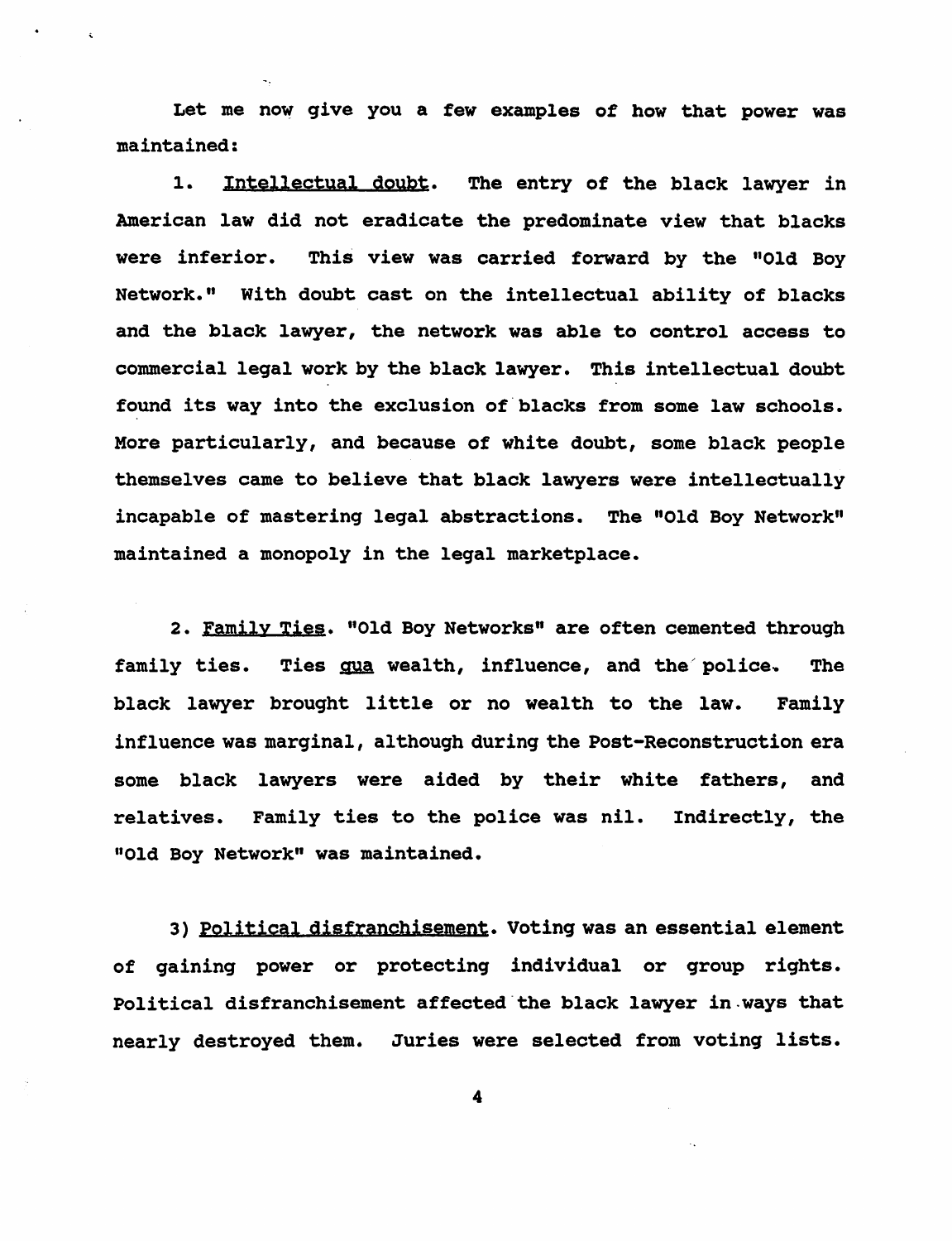Let me now give you a few examples of how that power was maintained:

1. Intellectual doubt. The entry of the black lawyer in American law did not eradicate the predominate view that blacks were inferior. This view was carried forward by the "Old Boy Network." With doubt cast on the intellectual ability of blacks and the black lawyer, the network was able to control access to commercial legal work by the black lawyer. This intellectual doubt found its way into the exclusion of blacks from some law schools. More particularly, and because of white doubt, some black people themselves came to believe that black lawyers were intellectually incapable of mastering legal abstractions. The "Old Boy Network" maintained a monopoly in the legal marketplace.

2. Family Ties. "Old Boy Networks" are often cemented through family ties. Ties *qua* wealth, influence, and the police. The black lawyer brought little or no wealth to the law. Family influence was marginal, although during the Post-Reconstruction era some black lawyers were aided by their white fathers, and relatives. Family ties to the police was nil. Indirectly, the "Old Boy Network" was maintained.

3) Political disfranchisement. Voting was an essential element of gaining power or protecting individual or group rights. Political disfranchisement affected the black lawyer in ways that nearly destroyed them. Juries were selected from voting lists.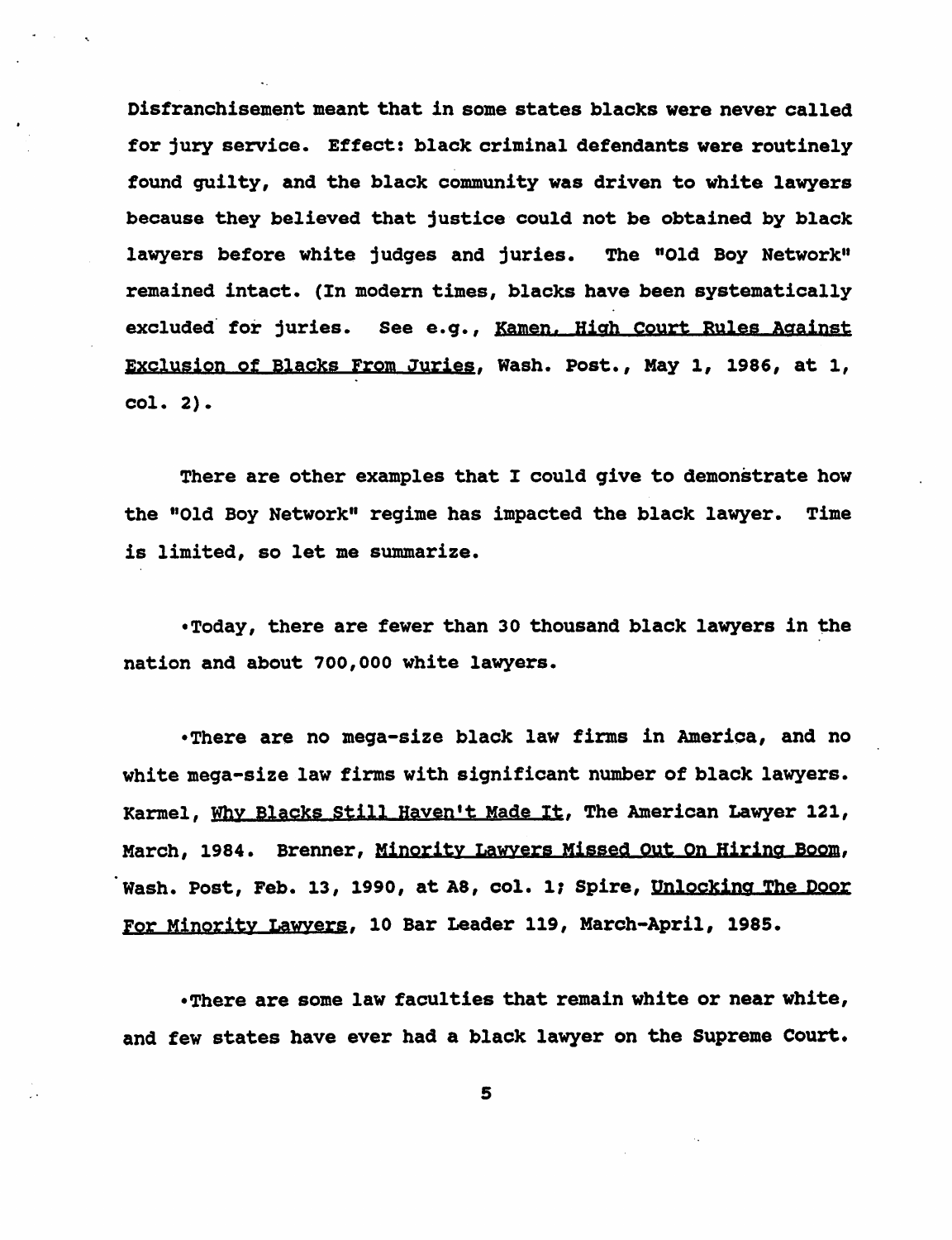Disfranchisement meant that in some states blacks were never called for jury service. Effect: black criminal defendants were routinely found guilty, and the black community was driven to white lawyers because they believed that justice could not be obtained by black lawyers before white judges and juries. The "Old Boy Network" remained intact. (In modern times, blacks have been systematically excluded for juries. See e.g., Kamen, High Court Rules Against Exclusion of Blacks From Juries, Wash. Post., May 1, 1986, at 1, col. 2).

There are other examples that I could give to demonstrate how the "Old Boy Network" regime has impacted the black lawyer. Time is limited, so let me summarize.

•Today, there are fewer than 30 thousand black lawyers in the nation and about 700,000 white lawyers.

•There are no mega-size black law firms in America, and no white mega-size law firms with significant number of black lawyers. Karmel, Why Blacks Still Haven't Made It, The American Lawyer 121, March, 1984. Brenner, Minority Lawyers Missed Out On Hiring Boom, Wash. Post, Feb. 13, 1990, at A8, col. 1; Spire, Unlocking The Door For Minority Lawyers, 10 Bar Leader 119, March-April, 1985.

•There are some law faculties that remain white or near white, and few states have ever had a black lawyer on the Supreme Court.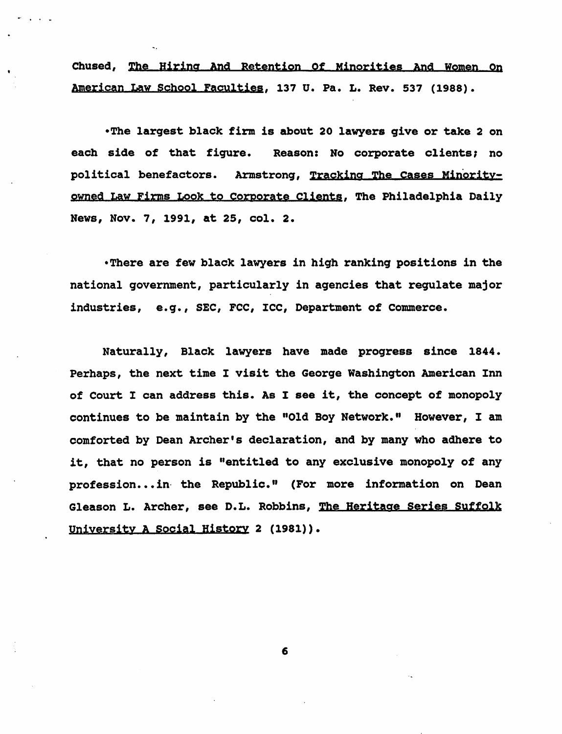Chused, The Hiring And Retention Of Minorities And Women On American Law School Faculties, 137 U. Pa. L. Rev. 537 (1988).

•The largest black firm is about 20 lawyers give or take 2 on each side of that figure. Reason: No corporate clients; no political benefactors. Armstrong, Tracking The Cases Minority-owned Law Firms Look to Corporate Clients, The Philadelphia Daily News, Nov. 7, 1991, at 25, col. 2.

•There are few black lawyers in high ranking positions in the national government, particularly in agencies that regulate major industries, e.g., SEC, FCC, ICC, Department of Commerce.

Naturally, Black lawyers have made progress since 1844. Perhaps, the next time I visit the George Washington American Inn of Court I can address this. As I see it, the concept of monopoly continues to be maintain by the "Old Boy Network." However, I am comforted by Dean Archer's declaration, and by many who adhere to it, that no person is "entitled to any exclusive monopoly of any profession...in the Republic." (For more information on Dean Gleason L. Archer, see D.L. Robbins, The Heritage Series Suffolk University A Social History 2 (1981)).